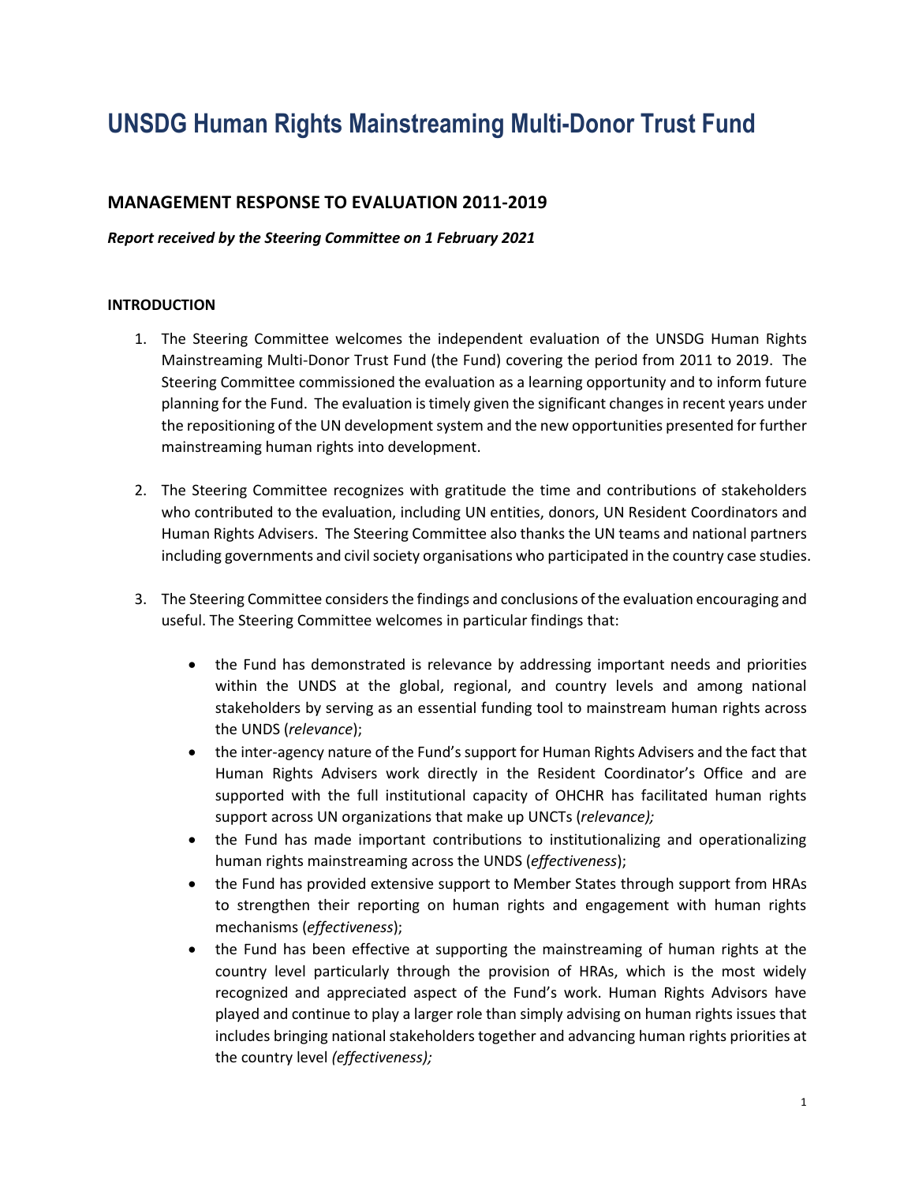# UNSDG Human Rights Mainstreaming Multi-Donor Trust Fund

## MANAGEMENT RESPONSE TO EVALUATION 2011-2019

***Report received by the Steering Committee on 1 February 2021***

**INTRODUCTION**

1. The Steering Committee welcomes the independent evaluation of the UNSDG Human Rights Mainstreaming Multi-Donor Trust Fund (the Fund) covering the period from 2011 to 2019. The Steering Committee commissioned the evaluation as a learning opportunity and to inform future planning for the Fund. The evaluation is timely given the significant changes in recent years under the repositioning of the UN development system and the new opportunities presented for further mainstreaming human rights into development.

2. The Steering Committee recognizes with gratitude the time and contributions of stakeholders who contributed to the evaluation, including UN entities, donors, UN Resident Coordinators and Human Rights Advisers. The Steering Committee also thanks the UN teams and national partners including governments and civil society organisations who participated in the country case studies.

3. The Steering Committee considers the findings and conclusions of the evaluation encouraging and useful. The Steering Committee welcomes in particular findings that:

   - the Fund has demonstrated is relevance by addressing important needs and priorities within the UNDS at the global, regional, and country levels and among national stakeholders by serving as an essential funding tool to mainstream human rights across the UNDS (*relevance*);
   - the inter-agency nature of the Fund's support for Human Rights Advisers and the fact that Human Rights Advisers work directly in the Resident Coordinator's Office and are supported with the full institutional capacity of OHCHR has facilitated human rights support across UN organizations that make up UNCTs (*relevance);*
   - the Fund has made important contributions to institutionalizing and operationalizing human rights mainstreaming across the UNDS (*effectiveness*);
   - the Fund has provided extensive support to Member States through support from HRAs to strengthen their reporting on human rights and engagement with human rights mechanisms (*effectiveness*);
   - the Fund has been effective at supporting the mainstreaming of human rights at the country level particularly through the provision of HRAs, which is the most widely recognized and appreciated aspect of the Fund's work. Human Rights Advisors have played and continue to play a larger role than simply advising on human rights issues that includes bringing national stakeholders together and advancing human rights priorities at the country level *(effectiveness);*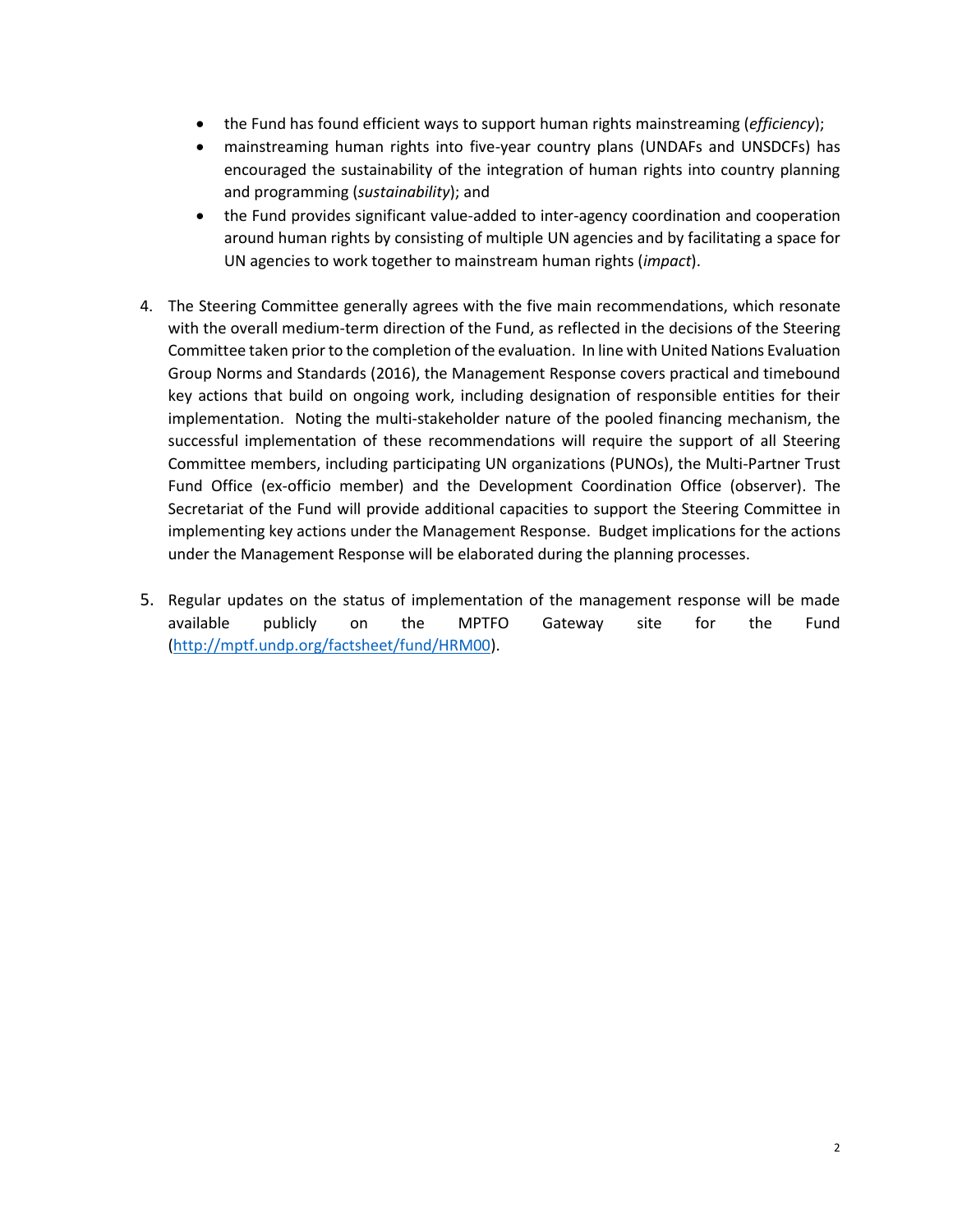- the Fund has found efficient ways to support human rights mainstreaming (*efficiency*);
- mainstreaming human rights into five-year country plans (UNDAFs and UNSDCFs) has encouraged the sustainability of the integration of human rights into country planning and programming (*sustainability*); and
- the Fund provides significant value-added to inter-agency coordination and cooperation around human rights by consisting of multiple UN agencies and by facilitating a space for UN agencies to work together to mainstream human rights (*impact*).

4. The Steering Committee generally agrees with the five main recommendations, which resonate with the overall medium-term direction of the Fund, as reflected in the decisions of the Steering Committee taken prior to the completion of the evaluation. In line with United Nations Evaluation Group Norms and Standards (2016), the Management Response covers practical and timebound key actions that build on ongoing work, including designation of responsible entities for their implementation. Noting the multi-stakeholder nature of the pooled financing mechanism, the successful implementation of these recommendations will require the support of all Steering Committee members, including participating UN organizations (PUNOs), the Multi-Partner Trust Fund Office (ex-officio member) and the Development Coordination Office (observer). The Secretariat of the Fund will provide additional capacities to support the Steering Committee in implementing key actions under the Management Response. Budget implications for the actions under the Management Response will be elaborated during the planning processes.

5. Regular updates on the status of implementation of the management response will be made available publicly on the MPTFO Gateway site for the Fund (http://mptf.undp.org/factsheet/fund/HRM00).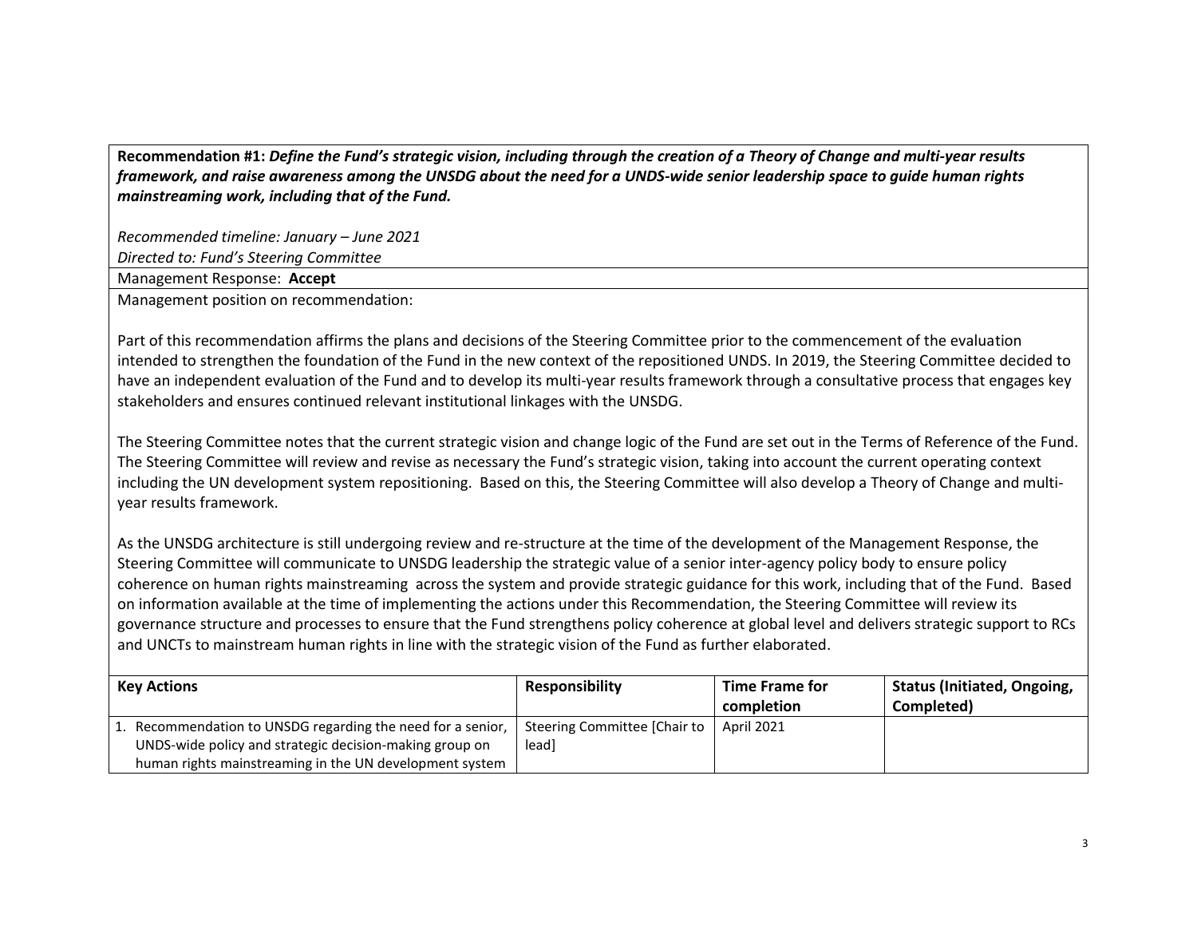**Recommendation #1:** ***Define the Fund's strategic vision, including through the creation of a Theory of Change and multi-year results framework, and raise awareness among the UNSDG about the need for a UNDS-wide senior leadership space to guide human rights mainstreaming work, including that of the Fund.***

*Recommended timeline: January – June 2021*
*Directed to: Fund's Steering Committee*

Management Response: **Accept**

Management position on recommendation:

Part of this recommendation affirms the plans and decisions of the Steering Committee prior to the commencement of the evaluation intended to strengthen the foundation of the Fund in the new context of the repositioned UNDS. In 2019, the Steering Committee decided to have an independent evaluation of the Fund and to develop its multi-year results framework through a consultative process that engages key stakeholders and ensures continued relevant institutional linkages with the UNSDG.

The Steering Committee notes that the current strategic vision and change logic of the Fund are set out in the Terms of Reference of the Fund. The Steering Committee will review and revise as necessary the Fund's strategic vision, taking into account the current operating context including the UN development system repositioning. Based on this, the Steering Committee will also develop a Theory of Change and multi-year results framework.

As the UNSDG architecture is still undergoing review and re-structure at the time of the development of the Management Response, the Steering Committee will communicate to UNSDG leadership the strategic value of a senior inter-agency policy body to ensure policy coherence on human rights mainstreaming across the system and provide strategic guidance for this work, including that of the Fund. Based on information available at the time of implementing the actions under this Recommendation, the Steering Committee will review its governance structure and processes to ensure that the Fund strengthens policy coherence at global level and delivers strategic support to RCs and UNCTs to mainstream human rights in line with the strategic vision of the Fund as further elaborated.

| Key Actions | Responsibility | Time Frame for completion | Status (Initiated, Ongoing, Completed) |
| --- | --- | --- | --- |
| 1. Recommendation to UNSDG regarding the need for a senior, UNDS-wide policy and strategic decision-making group on human rights mainstreaming in the UN development system | Steering Committee [Chair to lead] | April 2021 | |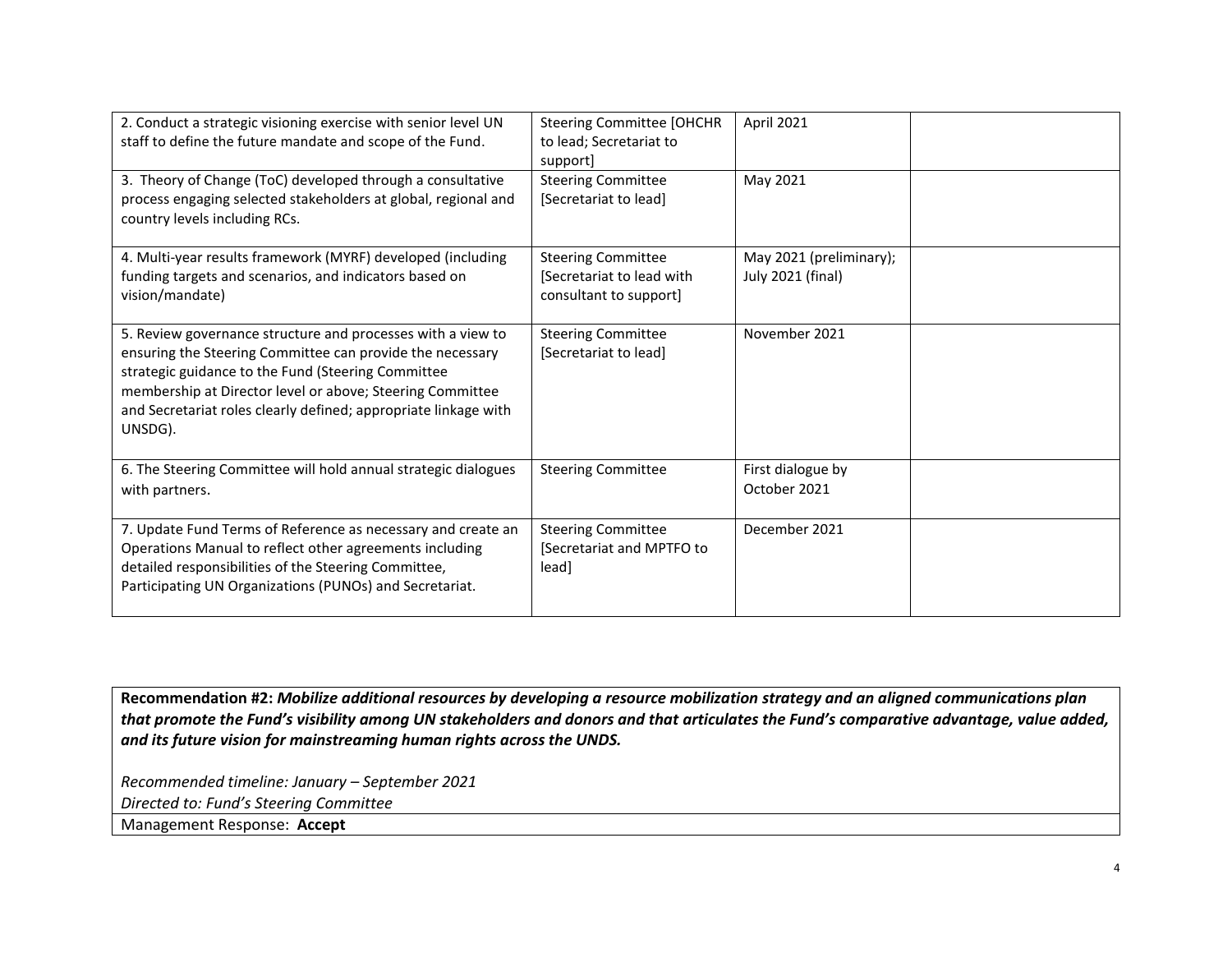| | | | |
|---|---|---|---|
| 2. Conduct a strategic visioning exercise with senior level UN staff to define the future mandate and scope of the Fund. | Steering Committee [OHCHR to lead; Secretariat to support] | April 2021 | |
| 3. Theory of Change (ToC) developed through a consultative process engaging selected stakeholders at global, regional and country levels including RCs. | Steering Committee [Secretariat to lead] | May 2021 | |
| 4. Multi-year results framework (MYRF) developed (including funding targets and scenarios, and indicators based on vision/mandate) | Steering Committee [Secretariat to lead with consultant to support] | May 2021 (preliminary); July 2021 (final) | |
| 5. Review governance structure and processes with a view to ensuring the Steering Committee can provide the necessary strategic guidance to the Fund (Steering Committee membership at Director level or above; Steering Committee and Secretariat roles clearly defined; appropriate linkage with UNSDG). | Steering Committee [Secretariat to lead] | November 2021 | |
| 6. The Steering Committee will hold annual strategic dialogues with partners. | Steering Committee | First dialogue by October 2021 | |
| 7. Update Fund Terms of Reference as necessary and create an Operations Manual to reflect other agreements including detailed responsibilities of the Steering Committee, Participating UN Organizations (PUNOs) and Secretariat. | Steering Committee [Secretariat and MPTFO to lead] | December 2021 | |

| |
|---|
| **Recommendation #2:** ***Mobilize additional resources by developing a resource mobilization strategy and an aligned communications plan that promote the Fund's visibility among UN stakeholders and donors and that articulates the Fund's comparative advantage, value added, and its future vision for mainstreaming human rights across the UNDS.***<br><br>*Recommended timeline: January – September 2021*<br>*Directed to: Fund's Steering Committee* |
| Management Response: **Accept** |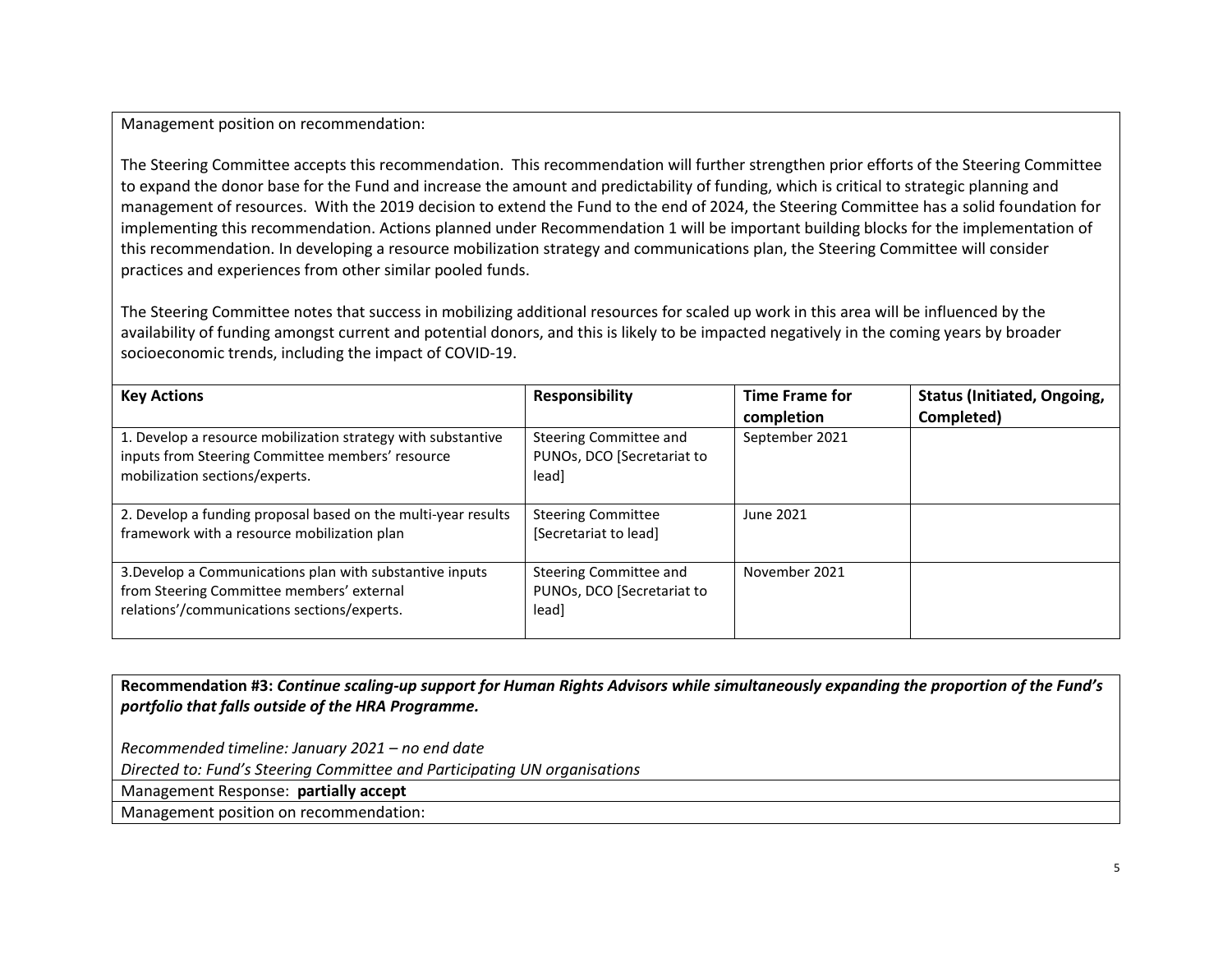Management position on recommendation:

The Steering Committee accepts this recommendation. This recommendation will further strengthen prior efforts of the Steering Committee to expand the donor base for the Fund and increase the amount and predictability of funding, which is critical to strategic planning and management of resources. With the 2019 decision to extend the Fund to the end of 2024, the Steering Committee has a solid foundation for implementing this recommendation. Actions planned under Recommendation 1 will be important building blocks for the implementation of this recommendation. In developing a resource mobilization strategy and communications plan, the Steering Committee will consider practices and experiences from other similar pooled funds.

The Steering Committee notes that success in mobilizing additional resources for scaled up work in this area will be influenced by the availability of funding amongst current and potential donors, and this is likely to be impacted negatively in the coming years by broader socioeconomic trends, including the impact of COVID-19.

| **Key Actions** | **Responsibility** | **Time Frame for completion** | **Status (Initiated, Ongoing, Completed)** |
|---|---|---|---|
| 1. Develop a resource mobilization strategy with substantive inputs from Steering Committee members' resource mobilization sections/experts. | Steering Committee and PUNOs, DCO [Secretariat to lead] | September 2021 | |
| 2. Develop a funding proposal based on the multi-year results framework with a resource mobilization plan | Steering Committee [Secretariat to lead] | June 2021 | |
| 3.Develop a Communications plan with substantive inputs from Steering Committee members' external relations'/communications sections/experts. | Steering Committee and PUNOs, DCO [Secretariat to lead] | November 2021 | |

**Recommendation #3:** ***Continue scaling-up support for Human Rights Advisors while simultaneously expanding the proportion of the Fund's portfolio that falls outside of the HRA Programme.***

*Recommended timeline: January 2021 – no end date*

*Directed to: Fund's Steering Committee and Participating UN organisations*

Management Response: **partially accept**

Management position on recommendation: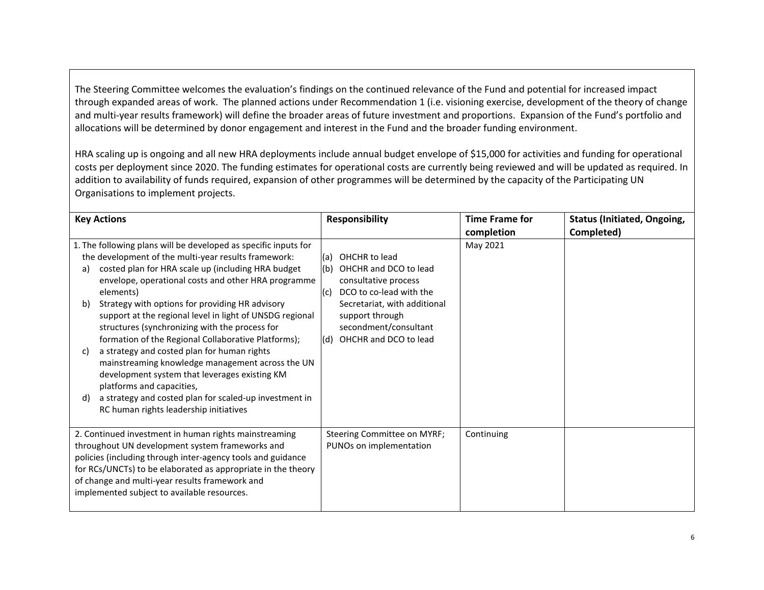The Steering Committee welcomes the evaluation's findings on the continued relevance of the Fund and potential for increased impact through expanded areas of work. The planned actions under Recommendation 1 (i.e. visioning exercise, development of the theory of change and multi-year results framework) will define the broader areas of future investment and proportions. Expansion of the Fund's portfolio and allocations will be determined by donor engagement and interest in the Fund and the broader funding environment.

HRA scaling up is ongoing and all new HRA deployments include annual budget envelope of $15,000 for activities and funding for operational costs per deployment since 2020. The funding estimates for operational costs are currently being reviewed and will be updated as required. In addition to availability of funds required, expansion of other programmes will be determined by the capacity of the Participating UN Organisations to implement projects.

| Key Actions | Responsibility | Time Frame for completion | Status (Initiated, Ongoing, Completed) |
|---|---|---|---|
| 1. The following plans will be developed as specific inputs for the development of the multi-year results framework:<br>a) costed plan for HRA scale up (including HRA budget envelope, operational costs and other HRA programme elements)<br>b) Strategy with options for providing HR advisory support at the regional level in light of UNSDG regional structures (synchronizing with the process for formation of the Regional Collaborative Platforms);<br>c) a strategy and costed plan for human rights mainstreaming knowledge management across the UN development system that leverages existing KM platforms and capacities,<br>d) a strategy and costed plan for scaled-up investment in RC human rights leadership initiatives | (a) OHCHR to lead<br>(b) OHCHR and DCO to lead consultative process<br>(c) DCO to co-lead with the Secretariat, with additional support through secondment/consultant<br>(d) OHCHR and DCO to lead | May 2021 | |
| 2. Continued investment in human rights mainstreaming throughout UN development system frameworks and policies (including through inter-agency tools and guidance for RCs/UNCTs) to be elaborated as appropriate in the theory of change and multi-year results framework and implemented subject to available resources. | Steering Committee on MYRF; PUNOs on implementation | Continuing | |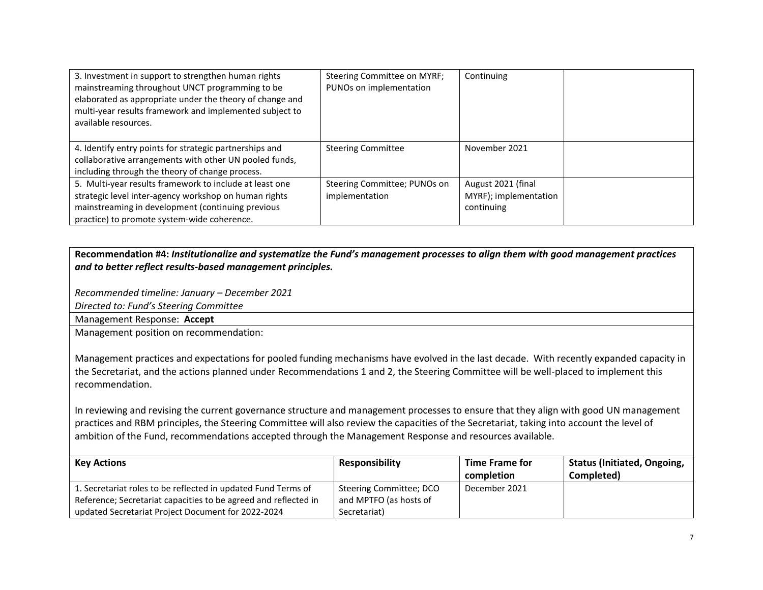| | | | |
|---|---|---|---|
| 3. Investment in support to strengthen human rights mainstreaming throughout UNCT programming to be elaborated as appropriate under the theory of change and multi-year results framework and implemented subject to available resources. | Steering Committee on MYRF; PUNOs on implementation | Continuing | |
| 4. Identify entry points for strategic partnerships and collaborative arrangements with other UN pooled funds, including through the theory of change process. | Steering Committee | November 2021 | |
| 5. Multi-year results framework to include at least one strategic level inter-agency workshop on human rights mainstreaming in development (continuing previous practice) to promote system-wide coherence. | Steering Committee; PUNOs on implementation | August 2021 (final MYRF); implementation continuing | |

**Recommendation #4:** ***Institutionalize and systematize the Fund's management processes to align them with good management practices and to better reflect results-based management principles.***

*Recommended timeline: January – December 2021*
*Directed to: Fund's Steering Committee*

Management Response: **Accept**

Management position on recommendation:

Management practices and expectations for pooled funding mechanisms have evolved in the last decade. With recently expanded capacity in the Secretariat, and the actions planned under Recommendations 1 and 2, the Steering Committee will be well-placed to implement this recommendation.

In reviewing and revising the current governance structure and management processes to ensure that they align with good UN management practices and RBM principles, the Steering Committee will also review the capacities of the Secretariat, taking into account the level of ambition of the Fund, recommendations accepted through the Management Response and resources available.

| **Key Actions** | **Responsibility** | **Time Frame for completion** | **Status (Initiated, Ongoing, Completed)** |
|---|---|---|---|
| 1. Secretariat roles to be reflected in updated Fund Terms of Reference; Secretariat capacities to be agreed and reflected in updated Secretariat Project Document for 2022-2024 | Steering Committee; DCO and MPTFO (as hosts of Secretariat) | December 2021 | |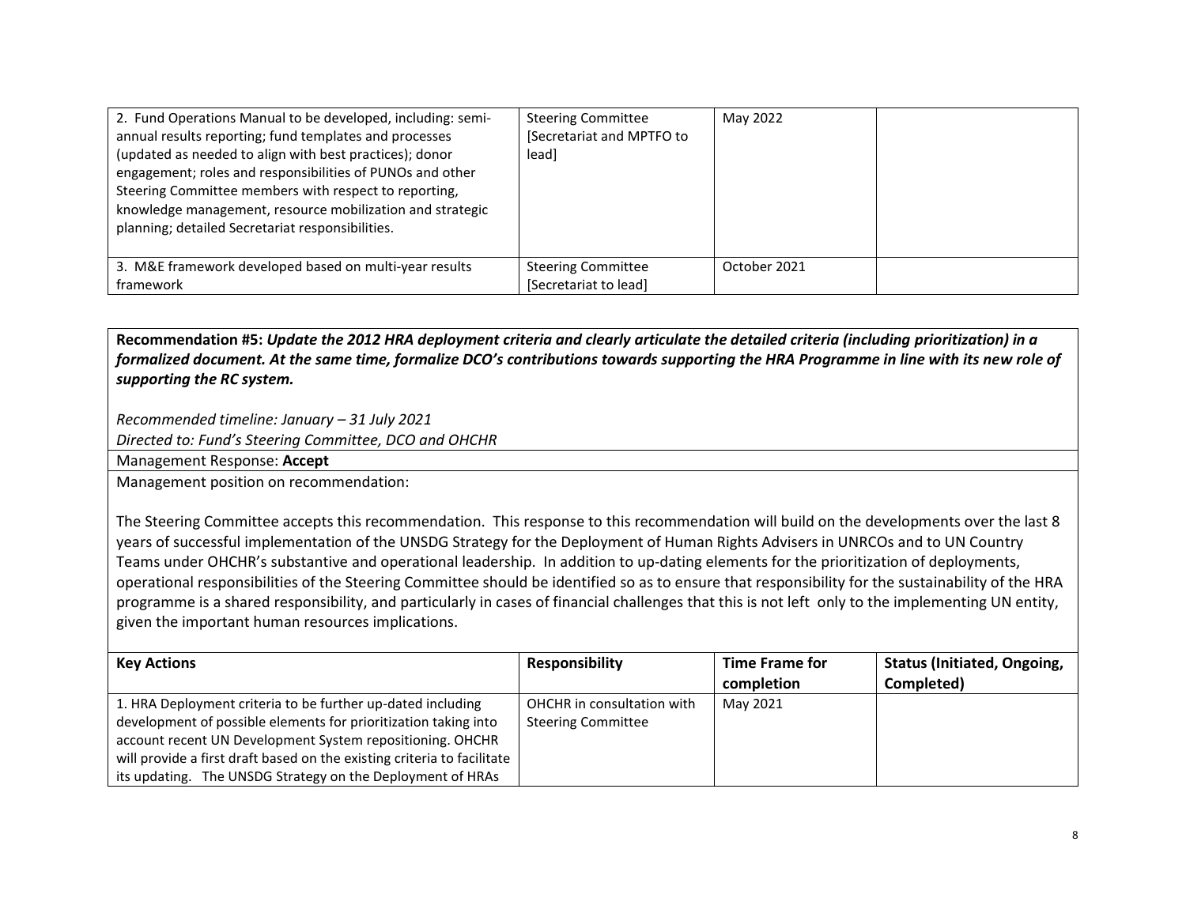| | | | |
|---|---|---|---|
| 2. Fund Operations Manual to be developed, including: semi-annual results reporting; fund templates and processes (updated as needed to align with best practices); donor engagement; roles and responsibilities of PUNOs and other Steering Committee members with respect to reporting, knowledge management, resource mobilization and strategic planning; detailed Secretariat responsibilities. | Steering Committee [Secretariat and MPTFO to lead] | May 2022 | |
| 3. M&E framework developed based on multi-year results framework | Steering Committee [Secretariat to lead] | October 2021 | |

**Recommendation #5:** ***Update the 2012 HRA deployment criteria and clearly articulate the detailed criteria (including prioritization) in a formalized document. At the same time, formalize DCO's contributions towards supporting the HRA Programme in line with its new role of supporting the RC system.***

*Recommended timeline: January – 31 July 2021*
*Directed to: Fund's Steering Committee, DCO and OHCHR*

Management Response: **Accept**

Management position on recommendation:

The Steering Committee accepts this recommendation. This response to this recommendation will build on the developments over the last 8 years of successful implementation of the UNSDG Strategy for the Deployment of Human Rights Advisers in UNRCOs and to UN Country Teams under OHCHR's substantive and operational leadership. In addition to up-dating elements for the prioritization of deployments, operational responsibilities of the Steering Committee should be identified so as to ensure that responsibility for the sustainability of the HRA programme is a shared responsibility, and particularly in cases of financial challenges that this is not left only to the implementing UN entity, given the important human resources implications.

| Key Actions | Responsibility | Time Frame for completion | Status (Initiated, Ongoing, Completed) |
|---|---|---|---|
| 1. HRA Deployment criteria to be further up-dated including development of possible elements for prioritization taking into account recent UN Development System repositioning. OHCHR will provide a first draft based on the existing criteria to facilitate its updating. The UNSDG Strategy on the Deployment of HRAs | OHCHR in consultation with Steering Committee | May 2021 | |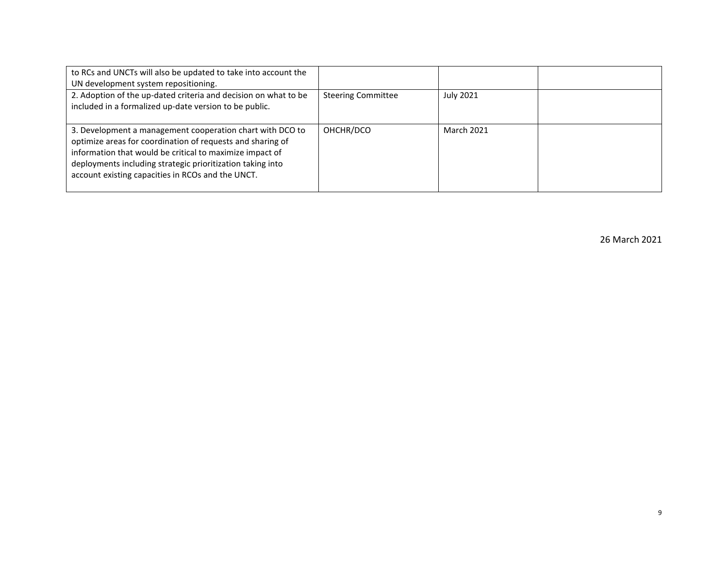| | | | |
|---|---|---|---|
| to RCs and UNCTs will also be updated to take into account the UN development system repositioning. | | | |
| 2. Adoption of the up-dated criteria and decision on what to be included in a formalized up-date version to be public. | Steering Committee | July 2021 | |
| 3. Development a management cooperation chart with DCO to optimize areas for coordination of requests and sharing of information that would be critical to maximize impact of deployments including strategic prioritization taking into account existing capacities in RCOs and the UNCT. | OHCHR/DCO | March 2021 | |

26 March 2021